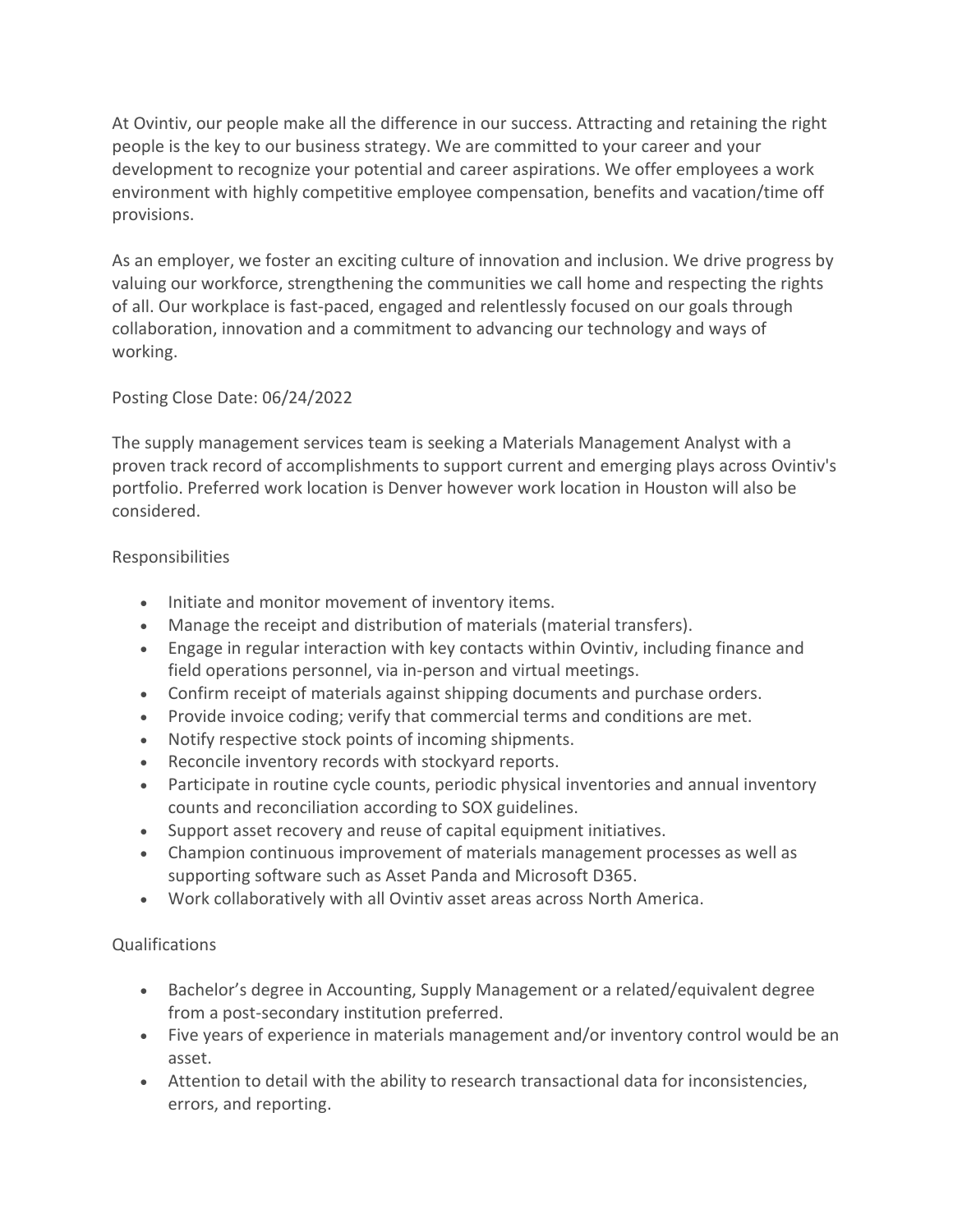At Ovintiv, our people make all the difference in our success. Attracting and retaining the right people is the key to our business strategy. We are committed to your career and your development to recognize your potential and career aspirations. We offer employees a work environment with highly competitive employee compensation, benefits and vacation/time off provisions.

As an employer, we foster an exciting culture of innovation and inclusion. We drive progress by valuing our workforce, strengthening the communities we call home and respecting the rights of all. Our workplace is fast-paced, engaged and relentlessly focused on our goals through collaboration, innovation and a commitment to advancing our technology and ways of working.

Posting Close Date: 06/24/2022

The supply management services team is seeking a Materials Management Analyst with a proven track record of accomplishments to support current and emerging plays across Ovintiv's portfolio. Preferred work location is Denver however work location in Houston will also be considered.

Responsibilities

- Initiate and monitor movement of inventory items.
- Manage the receipt and distribution of materials (material transfers).
- Engage in regular interaction with key contacts within Ovintiv, including finance and field operations personnel, via in-person and virtual meetings.
- Confirm receipt of materials against shipping documents and purchase orders.
- Provide invoice coding; verify that commercial terms and conditions are met.
- Notify respective stock points of incoming shipments.
- Reconcile inventory records with stockyard reports.
- Participate in routine cycle counts, periodic physical inventories and annual inventory counts and reconciliation according to SOX guidelines.
- Support asset recovery and reuse of capital equipment initiatives.
- Champion continuous improvement of materials management processes as well as supporting software such as Asset Panda and Microsoft D365.
- Work collaboratively with all Ovintiv asset areas across North America.

Qualifications

- Bachelor's degree in Accounting, Supply Management or a related/equivalent degree from a post-secondary institution preferred.
- Five years of experience in materials management and/or inventory control would be an asset.
- Attention to detail with the ability to research transactional data for inconsistencies, errors, and reporting.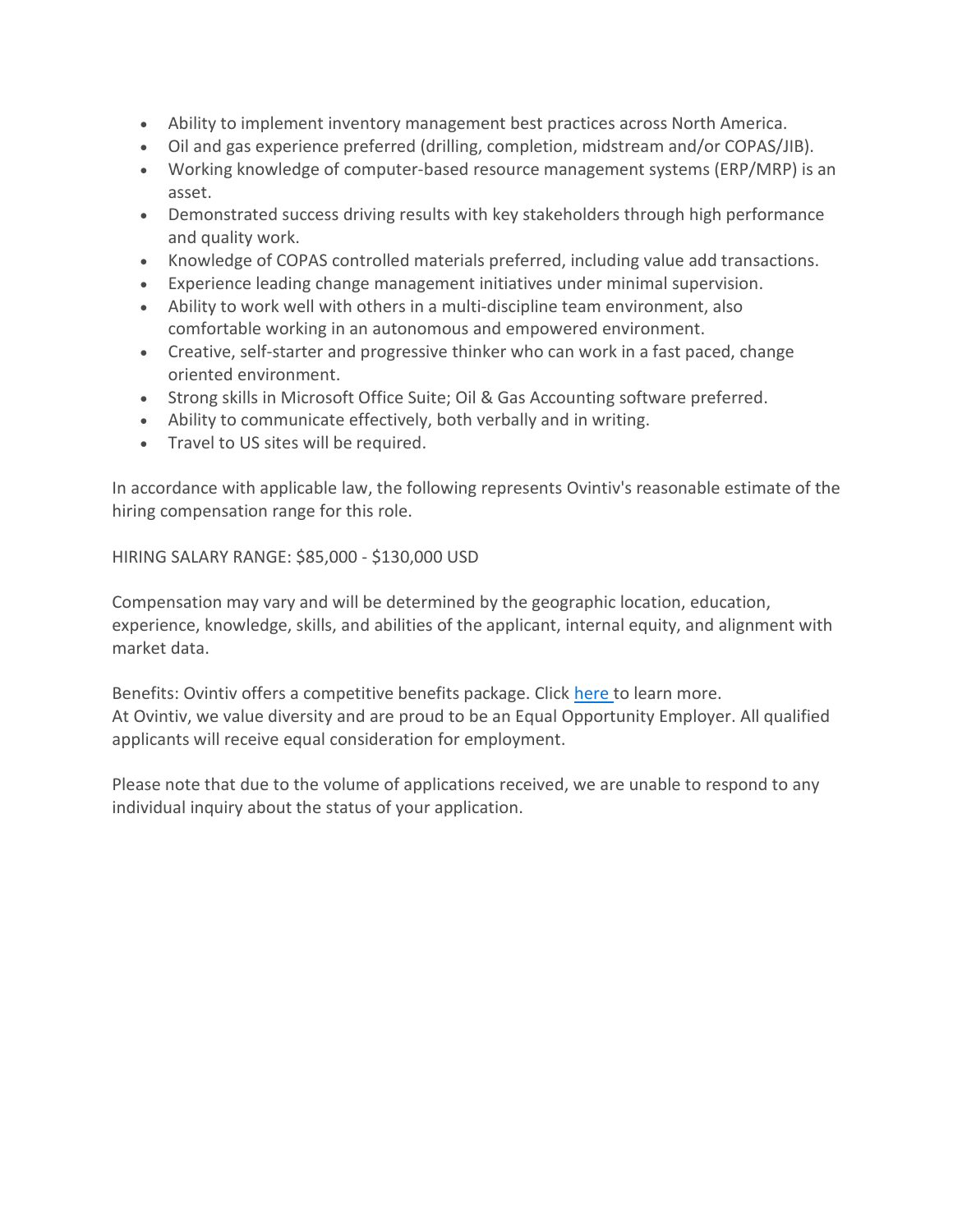- Ability to implement inventory management best practices across North America.
- Oil and gas experience preferred (drilling, completion, midstream and/or COPAS/JIB).
- Working knowledge of computer-based resource management systems (ERP/MRP) is an asset.
- Demonstrated success driving results with key stakeholders through high performance and quality work.
- Knowledge of COPAS controlled materials preferred, including value add transactions.
- Experience leading change management initiatives under minimal supervision.
- Ability to work well with others in a multi-discipline team environment, also comfortable working in an autonomous and empowered environment.
- Creative, self-starter and progressive thinker who can work in a fast paced, change oriented environment.
- Strong skills in Microsoft Office Suite; Oil & Gas Accounting software preferred.
- Ability to communicate effectively, both verbally and in writing.
- Travel to US sites will be required.

In accordance with applicable law, the following represents Ovintiv's reasonable estimate of the hiring compensation range for this role.

HIRING SALARY RANGE: $85,000 - $130,000 USD

Compensation may vary and will be determined by the geographic location, education, experience, knowledge, skills, and abilities of the applicant, internal equity, and alignment with market data.

Benefits: Ovintiv offers a competitive benefits package. Click here to learn more.
At Ovintiv, we value diversity and are proud to be an Equal Opportunity Employer. All qualified applicants will receive equal consideration for employment.

Please note that due to the volume of applications received, we are unable to respond to any individual inquiry about the status of your application.